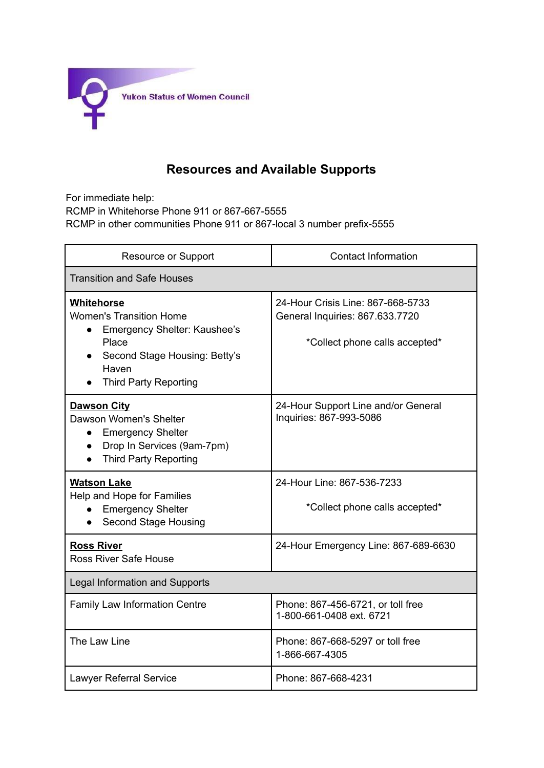Yukon Status of Women Council

# Resources and Available Supports

For immediate help:
RCMP in Whitehorse Phone 911 or 867-667-5555
RCMP in other communities Phone 911 or 867-local 3 number prefix-5555

| Resource or Support | Contact Information |
|---|---|
| Transition and Safe Houses | |
| **Whitehorse**<br>Women's Transition Home<br>• Emergency Shelter: Kaushee's Place<br>• Second Stage Housing: Betty's Haven<br>• Third Party Reporting | 24-Hour Crisis Line: 867-668-5733<br>General Inquiries: 867.633.7720<br><br>*Collect phone calls accepted* |
| **Dawson City**<br>Dawson Women's Shelter<br>• Emergency Shelter<br>• Drop In Services (9am-7pm)<br>• Third Party Reporting | 24-Hour Support Line and/or General Inquiries: 867-993-5086 |
| **Watson Lake**<br>Help and Hope for Families<br>• Emergency Shelter<br>• Second Stage Housing | 24-Hour Line: 867-536-7233<br><br>*Collect phone calls accepted* |
| **Ross River**<br>Ross River Safe House | 24-Hour Emergency Line: 867-689-6630 |
| Legal Information and Supports | |
| Family Law Information Centre | Phone: 867-456-6721, or toll free 1-800-661-0408 ext. 6721 |
| The Law Line | Phone: 867-668-5297 or toll free 1-866-667-4305 |
| Lawyer Referral Service | Phone: 867-668-4231 |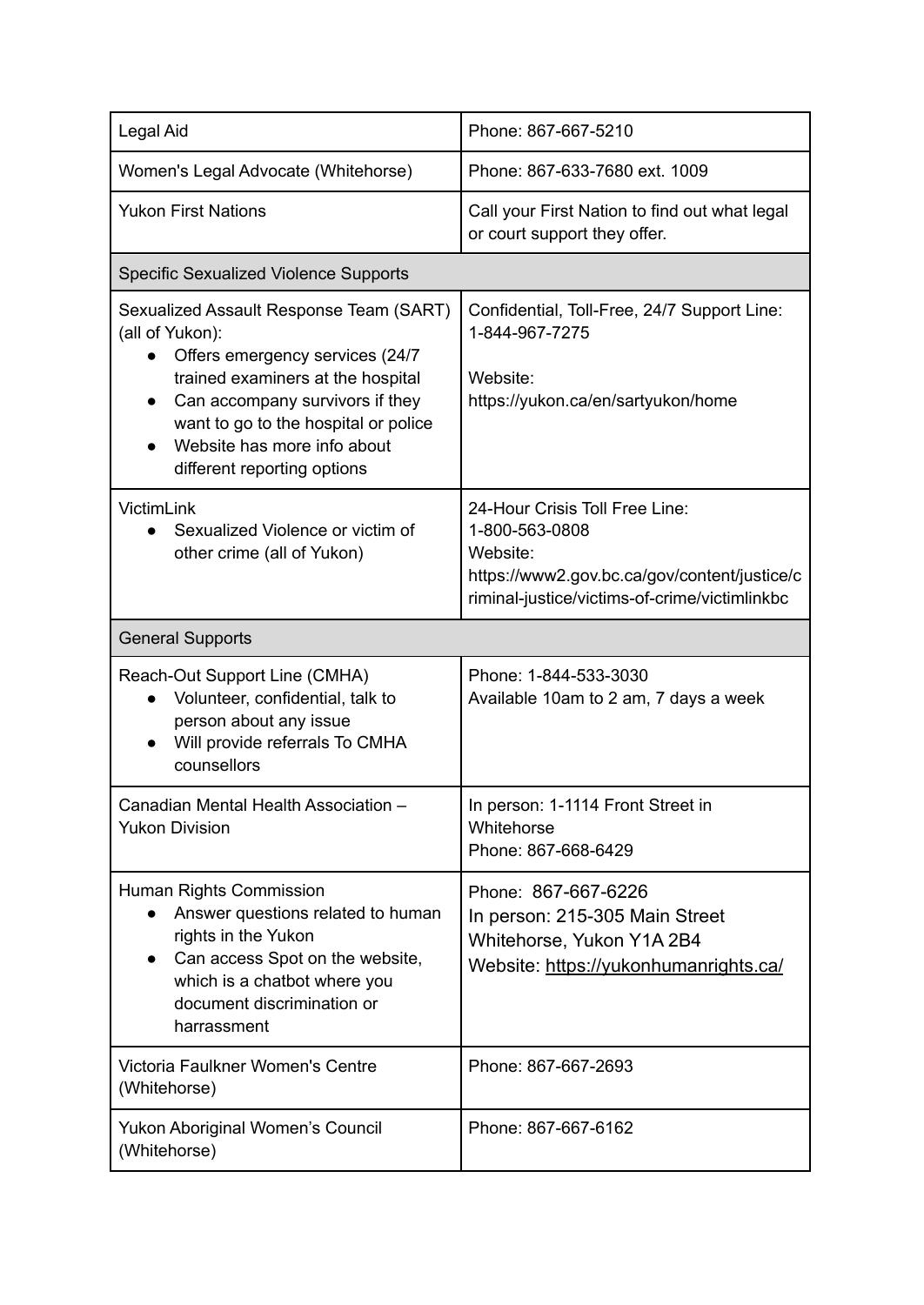| | |
|---|---|
| Legal Aid | Phone: 867-667-5210 |
| Women's Legal Advocate (Whitehorse) | Phone: 867-633-7680 ext. 1009 |
| Yukon First Nations | Call your First Nation to find out what legal or court support they offer. |
| **Specific Sexualized Violence Supports** | |
| Sexualized Assault Response Team (SART) (all of Yukon):<br>• Offers emergency services (24/7 trained examiners at the hospital<br>• Can accompany survivors if they want to go to the hospital or police<br>• Website has more info about different reporting options | Confidential, Toll-Free, 24/7 Support Line: 1-844-967-7275<br><br>Website: https://yukon.ca/en/sartyukon/home |
| VictimLink<br>• Sexualized Violence or victim of other crime (all of Yukon) | 24-Hour Crisis Toll Free Line: 1-800-563-0808<br>Website: https://www2.gov.bc.ca/gov/content/justice/criminal-justice/victims-of-crime/victimlinkbc |
| **General Supports** | |
| Reach-Out Support Line (CMHA)<br>• Volunteer, confidential, talk to person about any issue<br>• Will provide referrals To CMHA counsellors | Phone: 1-844-533-3030<br>Available 10am to 2 am, 7 days a week |
| Canadian Mental Health Association – Yukon Division | In person: 1-1114 Front Street in Whitehorse<br>Phone: 867-668-6429 |
| Human Rights Commission<br>• Answer questions related to human rights in the Yukon<br>• Can access Spot on the website, which is a chatbot where you document discrimination or harrassment | Phone: 867-667-6226<br>In person: 215-305 Main Street Whitehorse, Yukon Y1A 2B4<br>Website: https://yukonhumanrights.ca/ |
| Victoria Faulkner Women's Centre (Whitehorse) | Phone: 867-667-2693 |
| Yukon Aboriginal Women's Council (Whitehorse) | Phone: 867-667-6162 |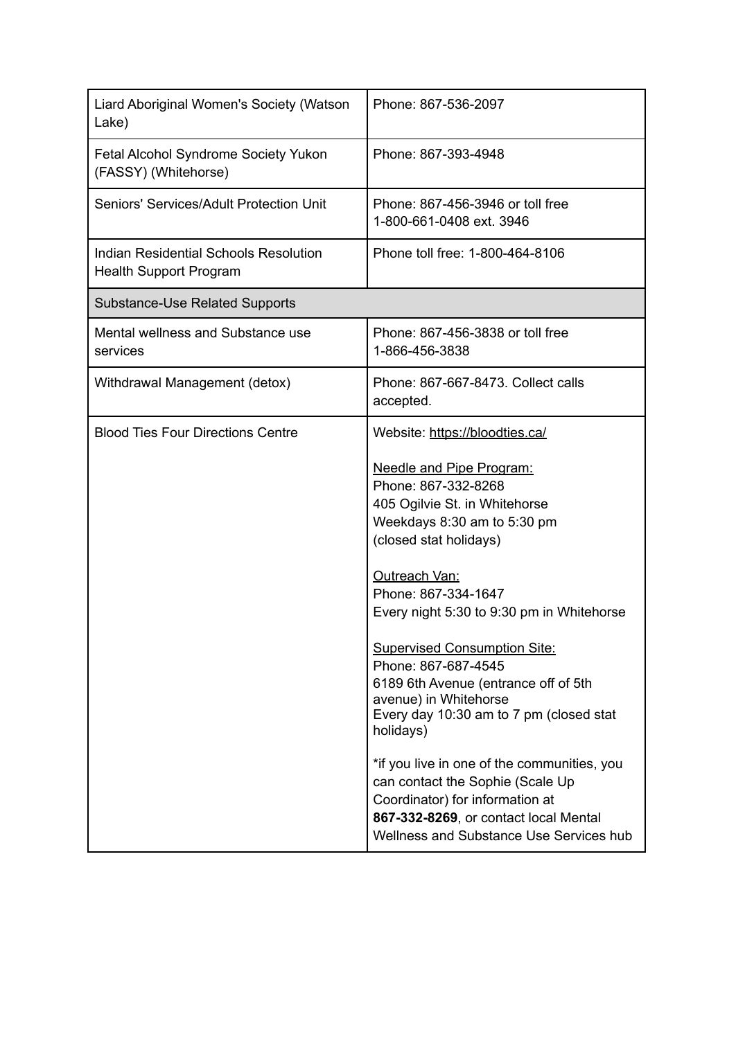| | |
|---|---|
| Liard Aboriginal Women's Society (Watson Lake) | Phone: 867-536-2097 |
| Fetal Alcohol Syndrome Society Yukon (FASSY) (Whitehorse) | Phone: 867-393-4948 |
| Seniors' Services/Adult Protection Unit | Phone: 867-456-3946 or toll free 1-800-661-0408 ext. 3946 |
| Indian Residential Schools Resolution Health Support Program | Phone toll free: 1-800-464-8106 |
| Substance-Use Related Supports | |
| Mental wellness and Substance use services | Phone: 867-456-3838 or toll free 1-866-456-3838 |
| Withdrawal Management (detox) | Phone: 867-667-8473. Collect calls accepted. |
| Blood Ties Four Directions Centre | Website: https://bloodties.ca/<br><br>Needle and Pipe Program:<br>Phone: 867-332-8268<br>405 Ogilvie St. in Whitehorse<br>Weekdays 8:30 am to 5:30 pm<br>(closed stat holidays)<br><br>Outreach Van:<br>Phone: 867-334-1647<br>Every night 5:30 to 9:30 pm in Whitehorse<br><br>Supervised Consumption Site:<br>Phone: 867-687-4545<br>6189 6th Avenue (entrance off of 5th avenue) in Whitehorse<br>Every day 10:30 am to 7 pm (closed stat holidays)<br><br>*if you live in one of the communities, you can contact the Sophie (Scale Up Coordinator) for information at **867-332-8269**, or contact local Mental Wellness and Substance Use Services hub |